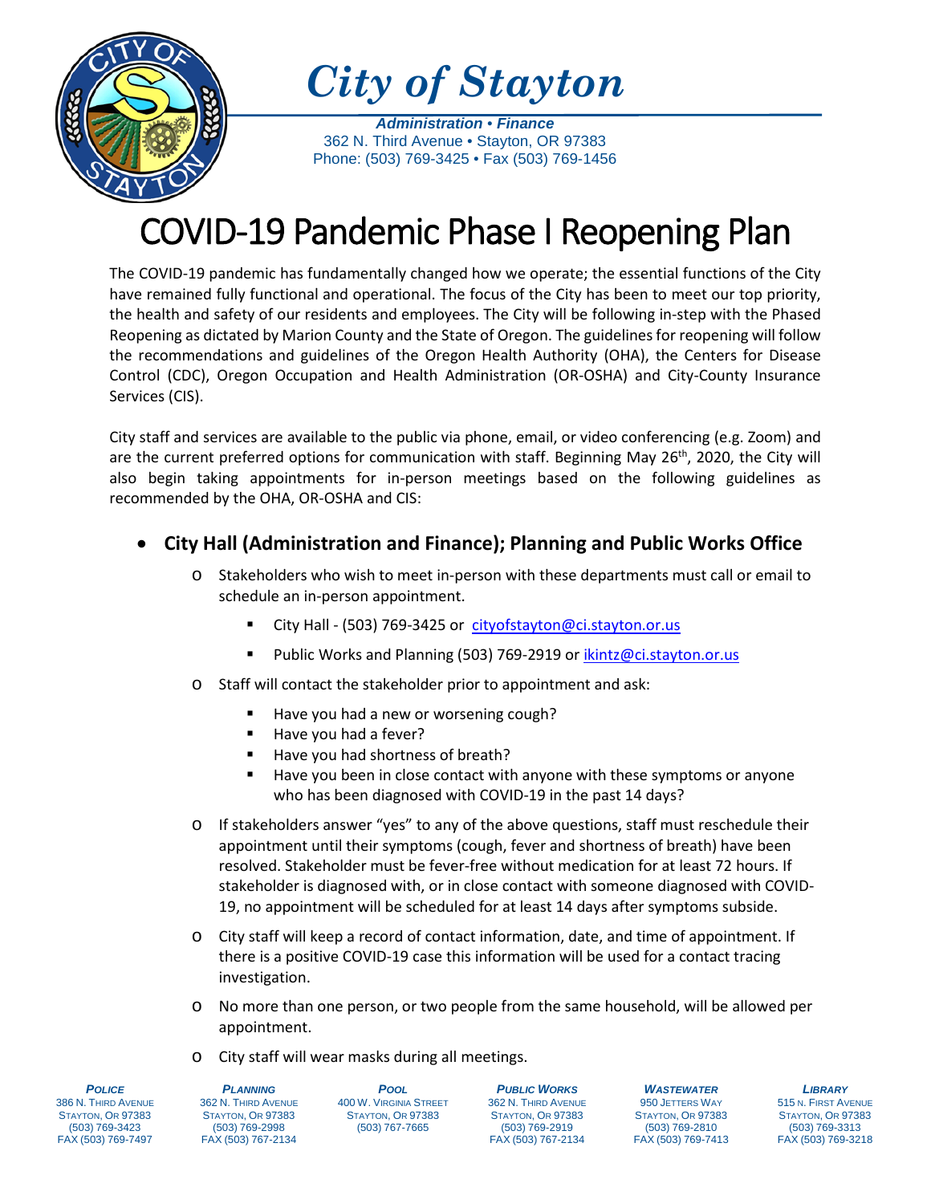# City of Stayton

***Administration • Finance***
362 N. Third Avenue • Stayton, OR 97383
Phone: (503) 769-3425 • Fax (503) 769-1456

# COVID-19 Pandemic Phase I Reopening Plan

The COVID-19 pandemic has fundamentally changed how we operate; the essential functions of the City have remained fully functional and operational. The focus of the City has been to meet our top priority, the health and safety of our residents and employees. The City will be following in-step with the Phased Reopening as dictated by Marion County and the State of Oregon. The guidelines for reopening will follow the recommendations and guidelines of the Oregon Health Authority (OHA), the Centers for Disease Control (CDC), Oregon Occupation and Health Administration (OR-OSHA) and City-County Insurance Services (CIS).

City staff and services are available to the public via phone, email, or video conferencing (e.g. Zoom) and are the current preferred options for communication with staff. Beginning May 26th, 2020, the City will also begin taking appointments for in-person meetings based on the following guidelines as recommended by the OHA, OR-OSHA and CIS:

- **City Hall (Administration and Finance); Planning and Public Works Office**
  - Stakeholders who wish to meet in-person with these departments must call or email to schedule an in-person appointment.
    - City Hall - (503) 769-3425 or cityofstayton@ci.stayton.or.us
    - Public Works and Planning (503) 769-2919 or ikintz@ci.stayton.or.us
  - Staff will contact the stakeholder prior to appointment and ask:
    - Have you had a new or worsening cough?
    - Have you had a fever?
    - Have you had shortness of breath?
    - Have you been in close contact with anyone with these symptoms or anyone who has been diagnosed with COVID-19 in the past 14 days?
  - If stakeholders answer "yes" to any of the above questions, staff must reschedule their appointment until their symptoms (cough, fever and shortness of breath) have been resolved. Stakeholder must be fever-free without medication for at least 72 hours. If stakeholder is diagnosed with, or in close contact with someone diagnosed with COVID-19, no appointment will be scheduled for at least 14 days after symptoms subside.
  - City staff will keep a record of contact information, date, and time of appointment. If there is a positive COVID-19 case this information will be used for a contact tracing investigation.
  - No more than one person, or two people from the same household, will be allowed per appointment.
  - City staff will wear masks during all meetings.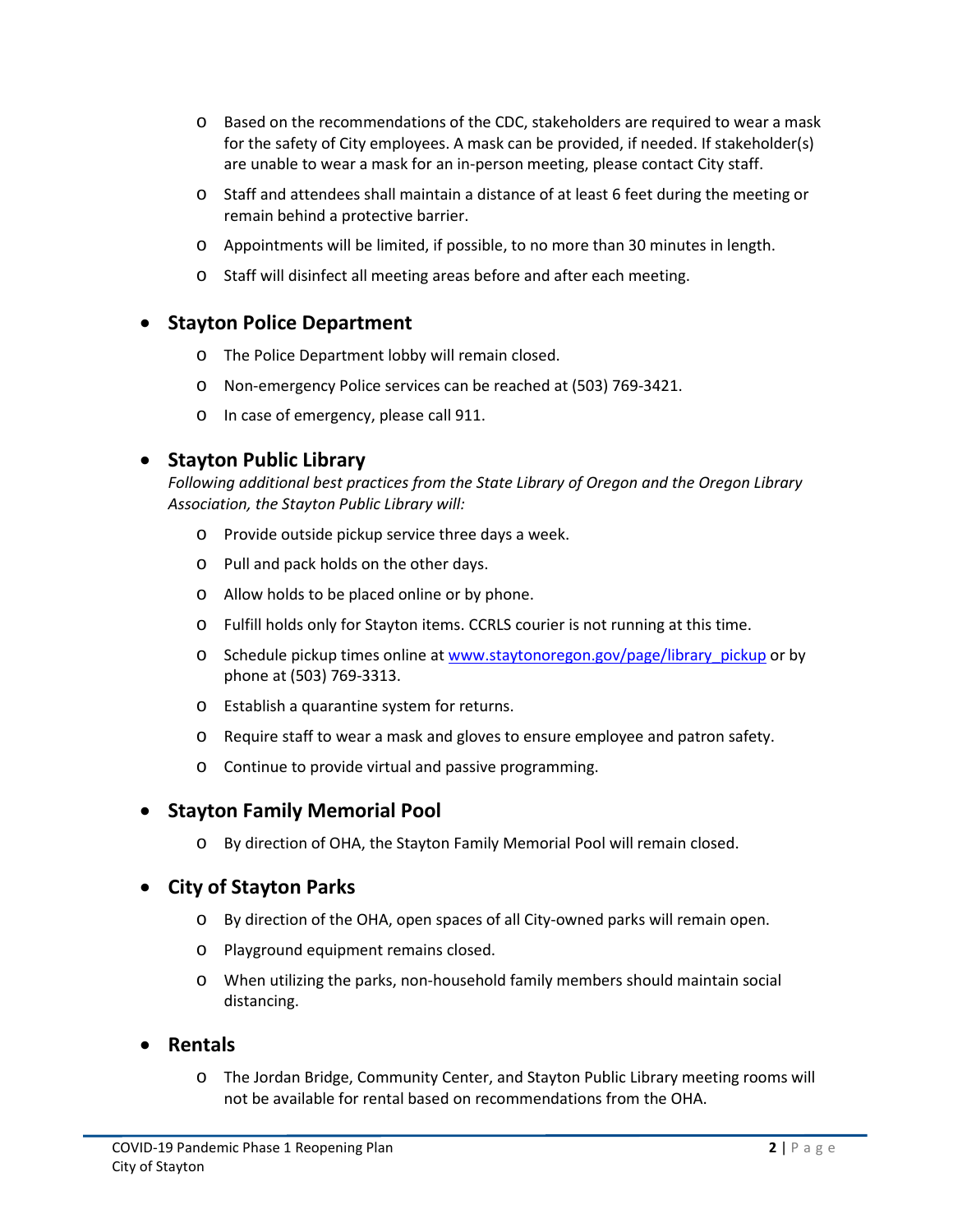- Based on the recommendations of the CDC, stakeholders are required to wear a mask for the safety of City employees. A mask can be provided, if needed. If stakeholder(s) are unable to wear a mask for an in-person meeting, please contact City staff.
  - Staff and attendees shall maintain a distance of at least 6 feet during the meeting or remain behind a protective barrier.
  - Appointments will be limited, if possible, to no more than 30 minutes in length.
  - Staff will disinfect all meeting areas before and after each meeting.

- **Stayton Police Department**
  - The Police Department lobby will remain closed.
  - Non-emergency Police services can be reached at (503) 769-3421.
  - In case of emergency, please call 911.

- **Stayton Public Library**

  *Following additional best practices from the State Library of Oregon and the Oregon Library Association, the Stayton Public Library will:*
  - Provide outside pickup service three days a week.
  - Pull and pack holds on the other days.
  - Allow holds to be placed online or by phone.
  - Fulfill holds only for Stayton items. CCRLS courier is not running at this time.
  - Schedule pickup times online at [www.staytonoregon.gov/page/library_pickup](www.staytonoregon.gov/page/library_pickup) or by phone at (503) 769-3313.
  - Establish a quarantine system for returns.
  - Require staff to wear a mask and gloves to ensure employee and patron safety.
  - Continue to provide virtual and passive programming.

- **Stayton Family Memorial Pool**
  - By direction of OHA, the Stayton Family Memorial Pool will remain closed.

- **City of Stayton Parks**
  - By direction of the OHA, open spaces of all City-owned parks will remain open.
  - Playground equipment remains closed.
  - When utilizing the parks, non-household family members should maintain social distancing.

- **Rentals**
  - The Jordan Bridge, Community Center, and Stayton Public Library meeting rooms will not be available for rental based on recommendations from the OHA.